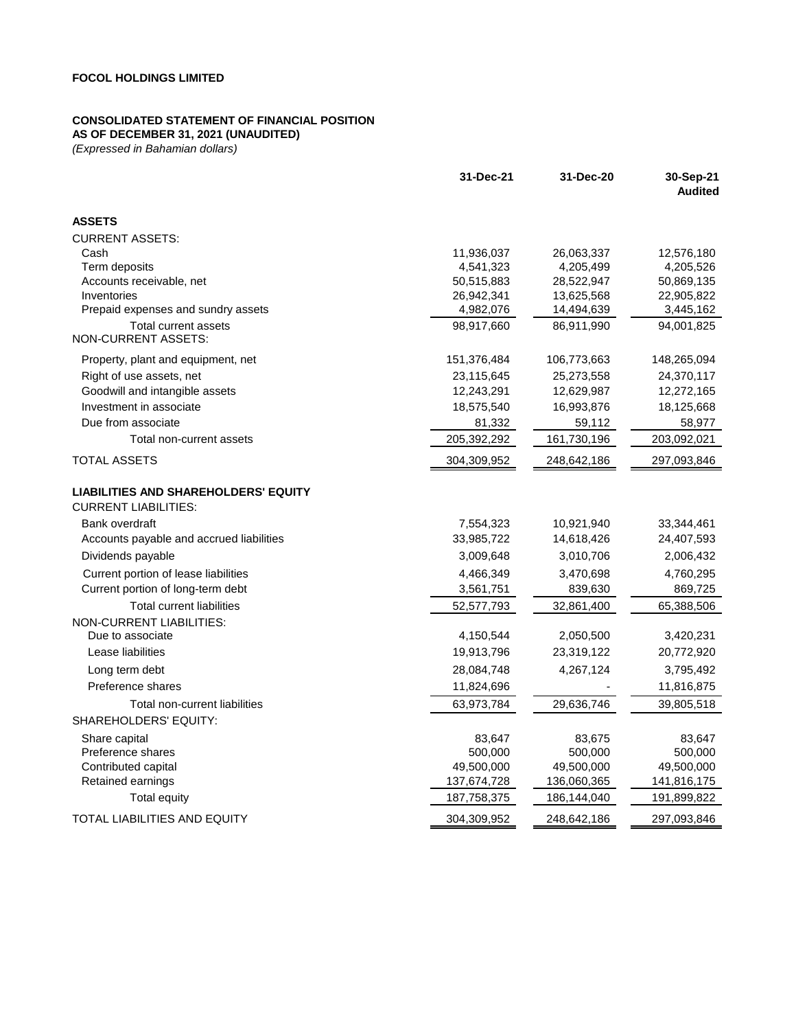**FOCOL HOLDINGS LIMITED**

**CONSOLIDATED STATEMENT OF FINANCIAL POSITION**
**AS OF DECEMBER 31, 2021 (UNAUDITED)**
*(Expressed in Bahamian dollars)*

| | 31-Dec-21 | 31-Dec-20 | 30-Sep-21 Audited |
|---|---|---|---|
| **ASSETS** | | | |
| CURRENT ASSETS: | | | |
| Cash | 11,936,037 | 26,063,337 | 12,576,180 |
| Term deposits | 4,541,323 | 4,205,499 | 4,205,526 |
| Accounts receivable, net | 50,515,883 | 28,522,947 | 50,869,135 |
| Inventories | 26,942,341 | 13,625,568 | 22,905,822 |
| Prepaid expenses and sundry assets | 4,982,076 | 14,494,639 | 3,445,162 |
| Total current assets | 98,917,660 | 86,911,990 | 94,001,825 |
| NON-CURRENT ASSETS: | | | |
| Property, plant and equipment, net | 151,376,484 | 106,773,663 | 148,265,094 |
| Right of use assets, net | 23,115,645 | 25,273,558 | 24,370,117 |
| Goodwill and intangible assets | 12,243,291 | 12,629,987 | 12,272,165 |
| Investment in associate | 18,575,540 | 16,993,876 | 18,125,668 |
| Due from associate | 81,332 | 59,112 | 58,977 |
| Total non-current assets | 205,392,292 | 161,730,196 | 203,092,021 |
| TOTAL ASSETS | 304,309,952 | 248,642,186 | 297,093,846 |
| **LIABILITIES AND SHAREHOLDERS' EQUITY** | | | |
| CURRENT LIABILITIES: | | | |
| Bank overdraft | 7,554,323 | 10,921,940 | 33,344,461 |
| Accounts payable and accrued liabilities | 33,985,722 | 14,618,426 | 24,407,593 |
| Dividends payable | 3,009,648 | 3,010,706 | 2,006,432 |
| Current portion of lease liabilities | 4,466,349 | 3,470,698 | 4,760,295 |
| Current portion of long-term debt | 3,561,751 | 839,630 | 869,725 |
| Total current liabilities | 52,577,793 | 32,861,400 | 65,388,506 |
| NON-CURRENT LIABILITIES: | | | |
| Due to associate | 4,150,544 | 2,050,500 | 3,420,231 |
| Lease liabilities | 19,913,796 | 23,319,122 | 20,772,920 |
| Long term debt | 28,084,748 | 4,267,124 | 3,795,492 |
| Preference shares | 11,824,696 | - | 11,816,875 |
| Total non-current liabilities | 63,973,784 | 29,636,746 | 39,805,518 |
| SHAREHOLDERS' EQUITY: | | | |
| Share capital | 83,647 | 83,675 | 83,647 |
| Preference shares | 500,000 | 500,000 | 500,000 |
| Contributed capital | 49,500,000 | 49,500,000 | 49,500,000 |
| Retained earnings | 137,674,728 | 136,060,365 | 141,816,175 |
| Total equity | 187,758,375 | 186,144,040 | 191,899,822 |
| TOTAL LIABILITIES AND EQUITY | 304,309,952 | 248,642,186 | 297,093,846 |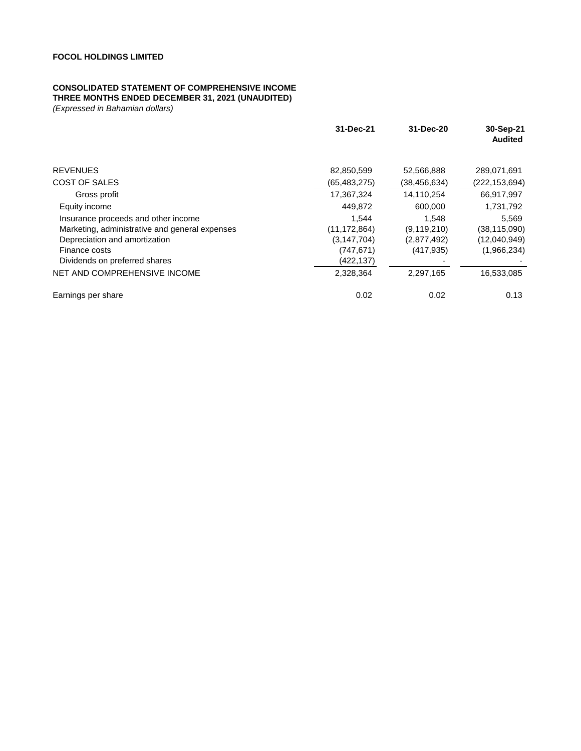**FOCOL HOLDINGS LIMITED**

**CONSOLIDATED STATEMENT OF COMPREHENSIVE INCOME**
**THREE MONTHS ENDED DECEMBER 31, 2021 (UNAUDITED)**
*(Expressed in Bahamian dollars)*

| | 31-Dec-21 | 31-Dec-20 | 30-Sep-21 Audited |
|---|---|---|---|
| REVENUES | 82,850,599 | 52,566,888 | 289,071,691 |
| COST OF SALES | (65,483,275) | (38,456,634) | (222,153,694) |
| Gross profit | 17,367,324 | 14,110,254 | 66,917,997 |
| Equity income | 449,872 | 600,000 | 1,731,792 |
| Insurance proceeds and other income | 1,544 | 1,548 | 5,569 |
| Marketing, administrative and general expenses | (11,172,864) | (9,119,210) | (38,115,090) |
| Depreciation and amortization | (3,147,704) | (2,877,492) | (12,040,949) |
| Finance costs | (747,671) | (417,935) | (1,966,234) |
| Dividends on preferred shares | (422,137) | - | - |
| NET AND COMPREHENSIVE INCOME | 2,328,364 | 2,297,165 | 16,533,085 |
| Earnings per share | 0.02 | 0.02 | 0.13 |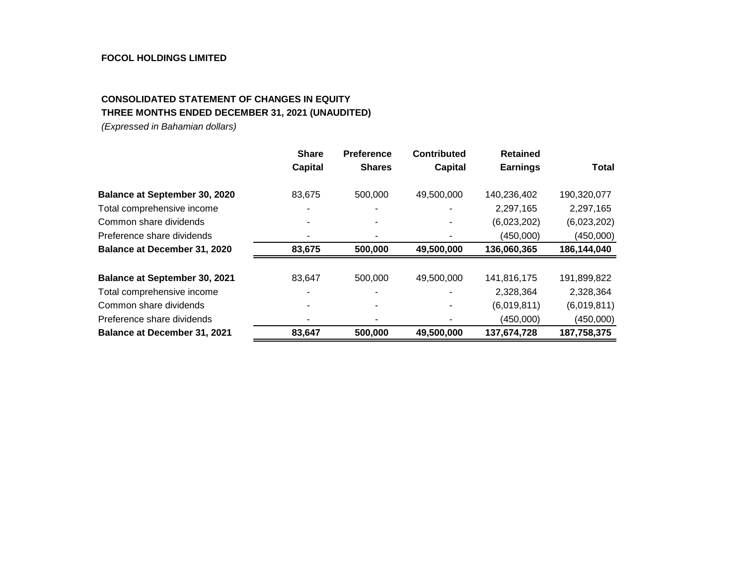**FOCOL HOLDINGS LIMITED**

**CONSOLIDATED STATEMENT OF CHANGES IN EQUITY**
**THREE MONTHS ENDED DECEMBER 31, 2021 (UNAUDITED)**
*(Expressed in Bahamian dollars)*

| | Share Capital | Preference Shares | Contributed Capital | Retained Earnings | Total |
|---|---|---|---|---|---|
| **Balance at September 30, 2020** | 83,675 | 500,000 | 49,500,000 | 140,236,402 | 190,320,077 |
| Total comprehensive income | - | - | - | 2,297,165 | 2,297,165 |
| Common share dividends | - | - | - | (6,023,202) | (6,023,202) |
| Preference share dividends | - | - | - | (450,000) | (450,000) |
| **Balance at December 31, 2020** | **83,675** | **500,000** | **49,500,000** | **136,060,365** | **186,144,040** |
| | | | | | |
| **Balance at September 30, 2021** | 83,647 | 500,000 | 49,500,000 | 141,816,175 | 191,899,822 |
| Total comprehensive income | - | - | - | 2,328,364 | 2,328,364 |
| Common share dividends | - | - | - | (6,019,811) | (6,019,811) |
| Preference share dividends | - | - | - | (450,000) | (450,000) |
| **Balance at December 31, 2021** | **83,647** | **500,000** | **49,500,000** | **137,674,728** | **187,758,375** |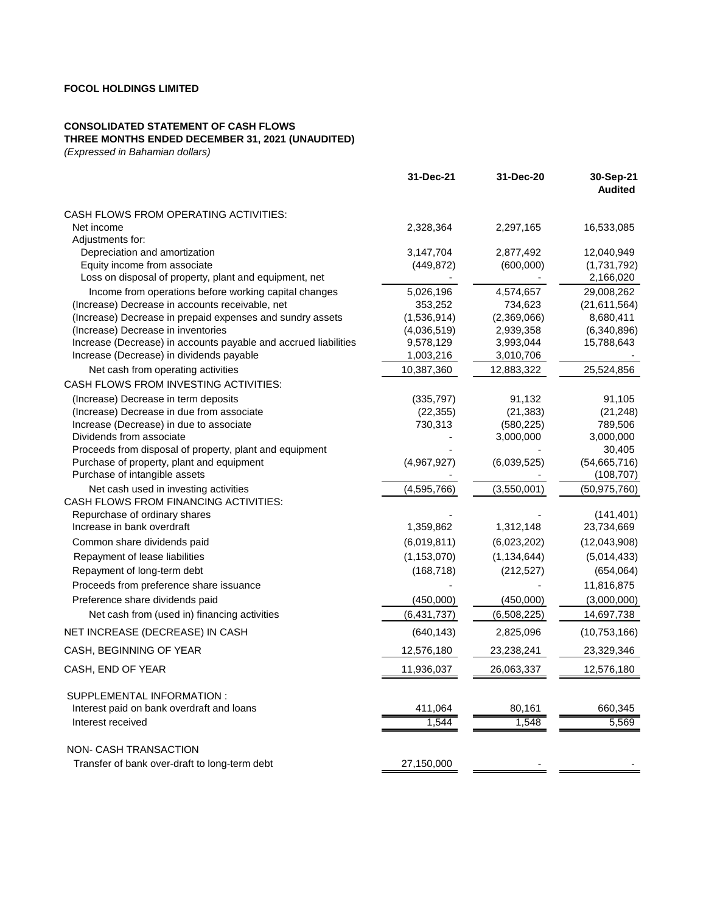**FOCOL HOLDINGS LIMITED**

**CONSOLIDATED STATEMENT OF CASH FLOWS**
**THREE MONTHS ENDED DECEMBER 31, 2021 (UNAUDITED)**
*(Expressed in Bahamian dollars)*

| | 31-Dec-21 | 31-Dec-20 | 30-Sep-21 Audited |
|---|---|---|---|
| CASH FLOWS FROM OPERATING ACTIVITIES: | | | |
| Net income | 2,328,364 | 2,297,165 | 16,533,085 |
| Adjustments for: | | | |
| Depreciation and amortization | 3,147,704 | 2,877,492 | 12,040,949 |
| Equity income from associate | (449,872) | (600,000) | (1,731,792) |
| Loss on disposal of property, plant and equipment, net | - | - | 2,166,020 |
| Income from operations before working capital changes | 5,026,196 | 4,574,657 | 29,008,262 |
| (Increase) Decrease in accounts receivable, net | 353,252 | 734,623 | (21,611,564) |
| (Increase) Decrease in prepaid expenses and sundry assets | (1,536,914) | (2,369,066) | 8,680,411 |
| (Increase) Decrease in inventories | (4,036,519) | 2,939,358 | (6,340,896) |
| Increase (Decrease) in accounts payable and accrued liabilities | 9,578,129 | 3,993,044 | 15,788,643 |
| Increase (Decrease) in dividends payable | 1,003,216 | 3,010,706 | - |
| Net cash from operating activities | 10,387,360 | 12,883,322 | 25,524,856 |
| CASH FLOWS FROM INVESTING ACTIVITIES: | | | |
| (Increase) Decrease in term deposits | (335,797) | 91,132 | 91,105 |
| (Increase) Decrease in due from associate | (22,355) | (21,383) | (21,248) |
| Increase (Decrease) in due to associate | 730,313 | (580,225) | 789,506 |
| Dividends from associate | - | 3,000,000 | 3,000,000 |
| Proceeds from disposal of property, plant and equipment | - | - | 30,405 |
| Purchase of property, plant and equipment | (4,967,927) | (6,039,525) | (54,665,716) |
| Purchase of intangible assets | - | - | (108,707) |
| Net cash used in investing activities | (4,595,766) | (3,550,001) | (50,975,760) |
| CASH FLOWS FROM FINANCING ACTIVITIES: | | | |
| Repurchase of ordinary shares | - | - | (141,401) |
| Increase in bank overdraft | 1,359,862 | 1,312,148 | 23,734,669 |
| Common share dividends paid | (6,019,811) | (6,023,202) | (12,043,908) |
| Repayment of lease liabilities | (1,153,070) | (1,134,644) | (5,014,433) |
| Repayment of long-term debt | (168,718) | (212,527) | (654,064) |
| Proceeds from preference share issuance | - | - | 11,816,875 |
| Preference share dividends paid | (450,000) | (450,000) | (3,000,000) |
| Net cash from (used in) financing activities | (6,431,737) | (6,508,225) | 14,697,738 |
| NET INCREASE (DECREASE) IN CASH | (640,143) | 2,825,096 | (10,753,166) |
| CASH, BEGINNING OF YEAR | 12,576,180 | 23,238,241 | 23,329,346 |
| CASH, END OF YEAR | 11,936,037 | 26,063,337 | 12,576,180 |
| SUPPLEMENTAL INFORMATION : | | | |
| Interest paid on bank overdraft and loans | 411,064 | 80,161 | 660,345 |
| Interest received | 1,544 | 1,548 | 5,569 |
| NON- CASH TRANSACTION | | | |
| Transfer of bank over-draft to long-term debt | 27,150,000 | - | - |